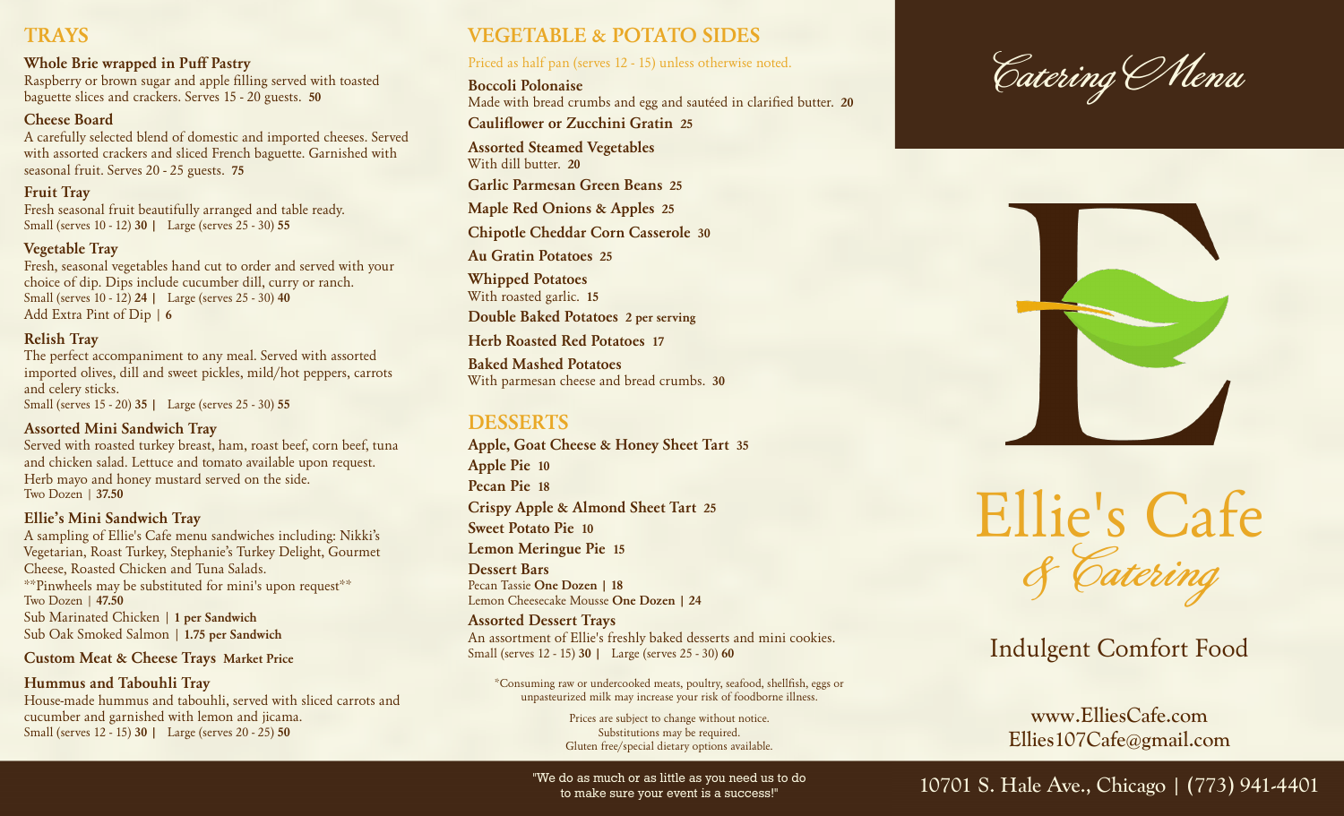## TRAYS

**Whole Brie wrapped in Puff Pastry**
Raspberry or brown sugar and apple filling served with toasted baguette slices and crackers. Serves 15 - 20 guests. **50**

**Cheese Board**
A carefully selected blend of domestic and imported cheeses. Served with assorted crackers and sliced French baguette. Garnished with seasonal fruit. Serves 20 - 25 guests. **75**

**Fruit Tray**
Fresh seasonal fruit beautifully arranged and table ready.
Small (serves 10 - 12) **30** | Large (serves 25 - 30) **55**

**Vegetable Tray**
Fresh, seasonal vegetables hand cut to order and served with your choice of dip. Dips include cucumber dill, curry or ranch.
Small (serves 10 - 12) **24** | Large (serves 25 - 30) **40**
Add Extra Pint of Dip | **6**

**Relish Tray**
The perfect accompaniment to any meal. Served with assorted imported olives, dill and sweet pickles, mild/hot peppers, carrots and celery sticks.
Small (serves 15 - 20) **35** | Large (serves 25 - 30) **55**

**Assorted Mini Sandwich Tray**
Served with roasted turkey breast, ham, roast beef, corn beef, tuna and chicken salad. Lettuce and tomato available upon request. Herb mayo and honey mustard served on the side.
Two Dozen | **37.50**

**Ellie's Mini Sandwich Tray**
A sampling of Ellie's Cafe menu sandwiches including: Nikki's Vegetarian, Roast Turkey, Stephanie's Turkey Delight, Gourmet Cheese, Roasted Chicken and Tuna Salads.
**Pinwheels may be substituted for mini's upon request**
Two Dozen | **47.50**
Sub Marinated Chicken | **1 per Sandwich**
Sub Oak Smoked Salmon | **1.75 per Sandwich**

**Custom Meat & Cheese Trays** **Market Price**

**Hummus and Tabouhli Tray**
House-made hummus and tabouhli, served with sliced carrots and cucumber and garnished with lemon and jicama.
Small (serves 12 - 15) **30** | Large (serves 20 - 25) **50**

## VEGETABLE & POTATO SIDES

Priced as half pan (serves 12 - 15) unless otherwise noted.

**Boccoli Polonaise**
Made with bread crumbs and egg and sautéed in clarified butter. **20**

**Cauliflower or Zucchini Gratin** **25**

**Assorted Steamed Vegetables**
With dill butter. **20**

**Garlic Parmesan Green Beans** **25**

**Maple Red Onions & Apples** **25**

**Chipotle Cheddar Corn Casserole** **30**

**Au Gratin Potatoes** **25**

**Whipped Potatoes**
With roasted garlic. **15**

**Double Baked Potatoes** **2 per serving**

**Herb Roasted Red Potatoes** **17**

**Baked Mashed Potatoes**
With parmesan cheese and bread crumbs. **30**

## DESSERTS

**Apple, Goat Cheese & Honey Sheet Tart** **35**

**Apple Pie** **10**

**Pecan Pie** **18**

**Crispy Apple & Almond Sheet Tart** **25**

**Sweet Potato Pie** **10**

**Lemon Meringue Pie** **15**

**Dessert Bars**
Pecan Tassie **One Dozen | 18**
Lemon Cheesecake Mousse **One Dozen | 24**

**Assorted Dessert Trays**
An assortment of Ellie's freshly baked desserts and mini cookies.
Small (serves 12 - 15) **30** | Large (serves 25 - 30) **60**

*Consuming raw or undercooked meats, poultry, seafood, shellfish, eggs or unpasteurized milk may increase your risk of foodborne illness.

Prices are subject to change without notice.
Substitutions may be required.
Gluten free/special dietary options available.

"We do as much or as little as you need us to do to make sure your event is a success!"

# *Catering Menu*

# Ellie's Cafe *& Catering*

Indulgent Comfort Food

www.ElliesCafe.com
Ellies107Cafe@gmail.com

10701 S. Hale Ave., Chicago | (773) 941-4401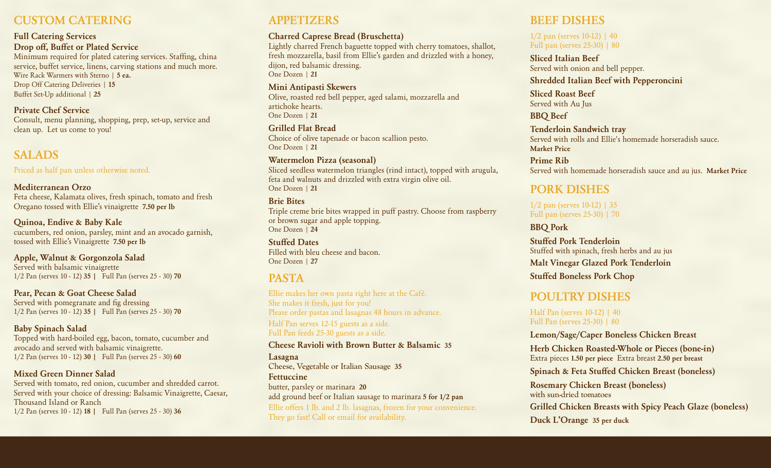## CUSTOM CATERING

**Full Catering Services**

**Drop off, Buffet or Plated Service**

Minimum required for plated catering services. Staffing, china service, buffet service, linens, carving stations and much more.

Wire Rack Warmers with Sterno | **5 ea.**

Drop Off Catering Deliveries | **15**

Buffet Set-Up additional | **25**

**Private Chef Service**

Consult, menu planning, shopping, prep, set-up, service and clean up. Let us come to you!

## SALADS

Priced as half pan unless otherwise noted.

**Mediterranean Orzo**

Feta cheese, Kalamata olives, fresh spinach, tomato and fresh Oregano tossed with Ellie's vinaigrette **7.50 per lb**

**Quinoa, Endive & Baby Kale**

cucumbers, red onion, parsley, mint and an avocado garnish, tossed with Ellie's Vinaigrette **7.50 per lb**

**Apple, Walnut & Gorgonzola Salad**

Served with balsamic vinaigrette

1/2 Pan (serves 10 - 12) **35** | Full Pan (serves 25 - 30) **70**

**Pear, Pecan & Goat Cheese Salad**

Served with pomegranate and fig dressing

1/2 Pan (serves 10 - 12) **35** | Full Pan (serves 25 - 30) **70**

**Baby Spinach Salad**

Topped with hard-boiled egg, bacon, tomato, cucumber and avocado and served with balsamic vinaigrette.

1/2 Pan (serves 10 - 12) **30** | Full Pan (serves 25 - 30) **60**

**Mixed Green Dinner Salad**

Served with tomato, red onion, cucumber and shredded carrot. Served with your choice of dressing: Balsamic Vinaigrette, Caesar, Thousand Island or Ranch

1/2 Pan (serves 10 - 12) **18** | Full Pan (serves 25 - 30) **36**

## APPETIZERS

**Charred Caprese Bread (Bruschetta)**

Lightly charred French baguette topped with cherry tomatoes, shallot, fresh mozzarella, basil from Ellie's garden and drizzled with a honey, dijon, red balsamic dressing.

One Dozen | **21**

**Mini Antipasti Skewers**

Olive, roasted red bell pepper, aged salami, mozzarella and artichoke hearts.

One Dozen | **21**

**Grilled Flat Bread**

Choice of olive tapenade or bacon scallion pesto.

One Dozen | **21**

**Watermelon Pizza (seasonal)**

Sliced seedless watermelon triangles (rind intact), topped with arugula, feta and walnuts and drizzled with extra virgin olive oil.

One Dozen | **21**

**Brie Bites**

Triple creme brie bites wrapped in puff pastry. Choose from raspberry or brown sugar and apple topping.

One Dozen | **24**

**Stuffed Dates**

Filled with bleu cheese and bacon.

One Dozen | **27**

## PASTA

Ellie makes her own pasta right here at the Café.
She makes it fresh, just for you!
Please order pastas and lasagnas 48 hours in advance.

Half Pan serves 12-15 guests as a side.
Full Pan feeds 25-30 guests as a side.

**Cheese Ravioli with Brown Butter & Balsamic 35**

**Lasagna**

Cheese, Vegetable or Italian Sausage **35**

**Fettuccine**

butter, parsley or marinara **20**

add ground beef or Italian sausage to marinara **5 for 1/2 pan**

Ellie offers 1 lb. and 2 lb. lasagnas, frozen for your convenience. They go fast! Call or email for availability.

## BEEF DISHES

1/2 pan (serves 10-12) | 40
Full pan (serves 25-30) | 80

**Sliced Italian Beef**

Served with onion and bell pepper.

**Shredded Italian Beef with Pepperoncini**

**Sliced Roast Beef**

Served with Au Jus

**BBQ Beef**

**Tenderloin Sandwich tray**

Served with rolls and Ellie's homemade horseradish sauce.

**Market Price**

**Prime Rib**

Served with homemade horseradish sauce and au jus. **Market Price**

## PORK DISHES

1/2 pan (serves 10-12) | 35
Full pan (serves 25-30) | 70

**BBQ Pork**

**Stuffed Pork Tenderloin**

Stuffed with spinach, fresh herbs and au jus

**Malt Vinegar Glazed Pork Tenderloin**

**Stuffed Boneless Pork Chop**

## POULTRY DISHES

Half Pan (serves 10-12) | 40
Full Pan (serves 25-30) | 80

**Lemon/Sage/Caper Boneless Chicken Breast**

**Herb Chicken Roasted-Whole or Pieces (bone-in)**

Extra pieces **1.50 per piece** Extra breast **2.50 per breast**

**Spinach & Feta Stuffed Chicken Breast (boneless)**

**Rosemary Chicken Breast (boneless)**

with sun-dried tomatoes

**Grilled Chicken Breasts with Spicy Peach Glaze (boneless)**

**Duck L'Orange 35 per duck**